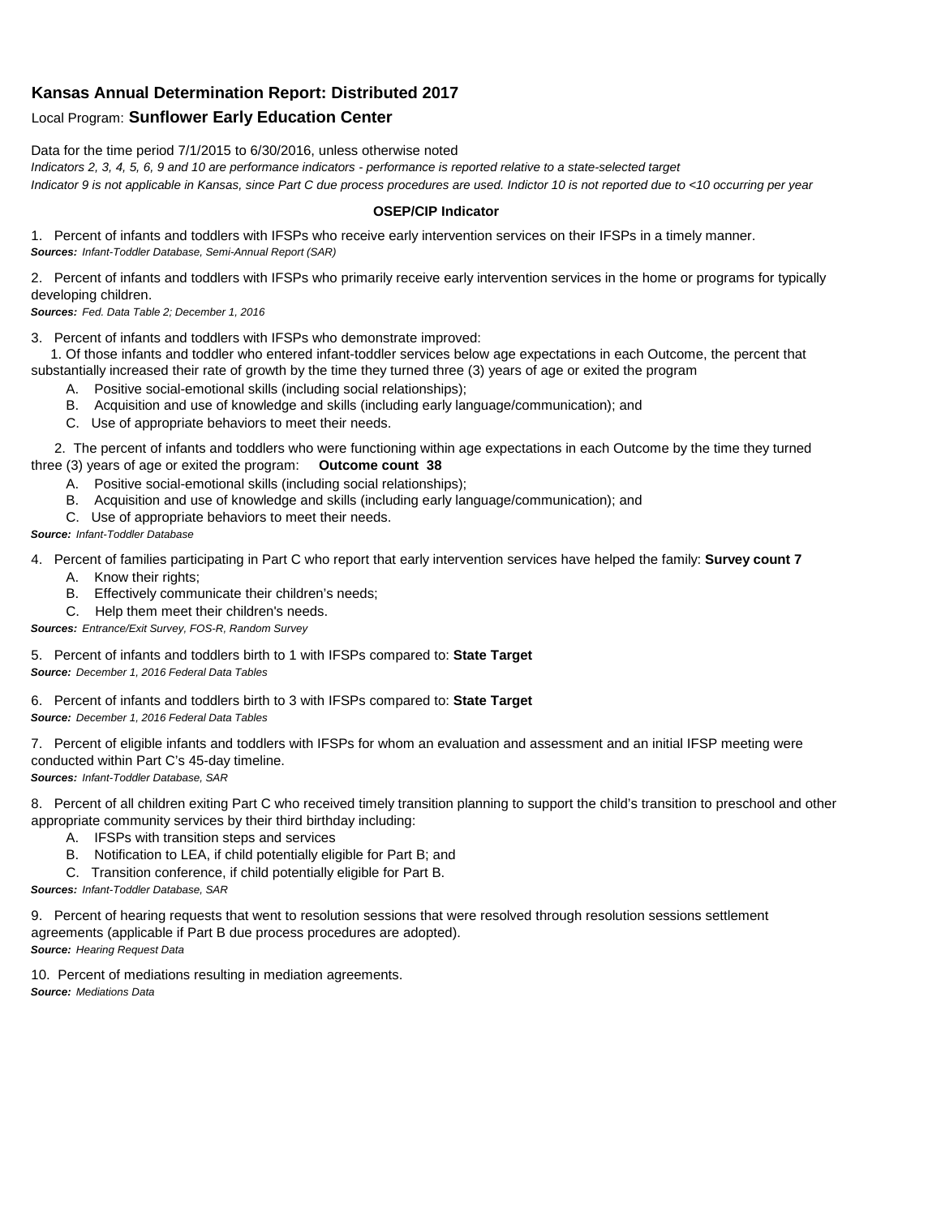## Kansas Annual Determination Report: Distributed 2017

Local Program: **Sunflower Early Education Center**

Data for the time period 7/1/2015 to 6/30/2016, unless otherwise noted

*Indicators 2, 3, 4, 5, 6, 9 and 10 are performance indicators - performance is reported relative to a state-selected target*

*Indicator 9 is not applicable in Kansas, since Part C due process procedures are used. Indictor 10 is not reported due to <10 occurring per year*

**OSEP/CIP Indicator**

1. Percent of infants and toddlers with IFSPs who receive early intervention services on their IFSPs in a timely manner.
***Sources:*** *Infant-Toddler Database, Semi-Annual Report (SAR)*

2. Percent of infants and toddlers with IFSPs who primarily receive early intervention services in the home or programs for typically developing children.
***Sources:*** *Fed. Data Table 2; December 1, 2016*

3. Percent of infants and toddlers with IFSPs who demonstrate improved:
   1. Of those infants and toddler who entered infant-toddler services below age expectations in each Outcome, the percent that substantially increased their rate of growth by the time they turned three (3) years of age or exited the program
      A. Positive social-emotional skills (including social relationships);
      B. Acquisition and use of knowledge and skills (including early language/communication); and
      C. Use of appropriate behaviors to meet their needs.
   2. The percent of infants and toddlers who were functioning within age expectations in each Outcome by the time they turned three (3) years of age or exited the program: **Outcome count 38**
      A. Positive social-emotional skills (including social relationships);
      B. Acquisition and use of knowledge and skills (including early language/communication); and
      C. Use of appropriate behaviors to meet their needs.

***Source:*** *Infant-Toddler Database*

4. Percent of families participating in Part C who report that early intervention services have helped the family: **Survey count 7**
   A. Know their rights;
   B. Effectively communicate their children's needs;
   C. Help them meet their children's needs.

***Sources:*** *Entrance/Exit Survey, FOS-R, Random Survey*

5. Percent of infants and toddlers birth to 1 with IFSPs compared to: **State Target**
***Source:*** *December 1, 2016 Federal Data Tables*

6. Percent of infants and toddlers birth to 3 with IFSPs compared to: **State Target**
***Source:*** *December 1, 2016 Federal Data Tables*

7. Percent of eligible infants and toddlers with IFSPs for whom an evaluation and assessment and an initial IFSP meeting were conducted within Part C's 45-day timeline.
***Sources:*** *Infant-Toddler Database, SAR*

8. Percent of all children exiting Part C who received timely transition planning to support the child's transition to preschool and other appropriate community services by their third birthday including:
   A. IFSPs with transition steps and services
   B. Notification to LEA, if child potentially eligible for Part B; and
   C. Transition conference, if child potentially eligible for Part B.

***Sources:*** *Infant-Toddler Database, SAR*

9. Percent of hearing requests that went to resolution sessions that were resolved through resolution sessions settlement agreements (applicable if Part B due process procedures are adopted).
***Source:*** *Hearing Request Data*

10. Percent of mediations resulting in mediation agreements.
***Source:*** *Mediations Data*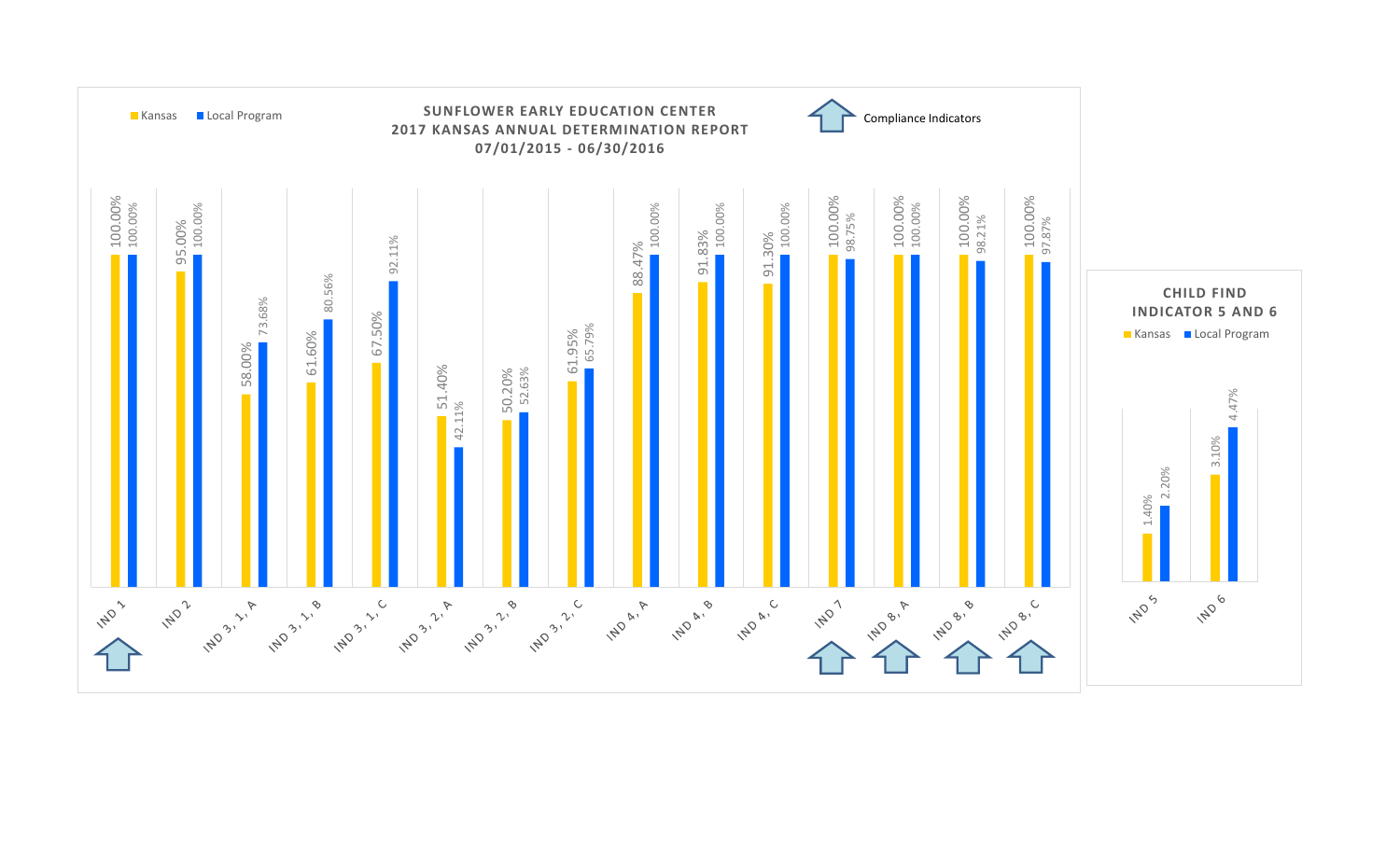Kansas    Local Program

SUNFLOWER EARLY EDUCATION CENTER
2017 KANSAS ANNUAL DETERMINATION REPORT
07/01/2015 - 06/30/2016

Compliance Indicators

IND 1: 100.00% 100.00%
IND 2: 95.00% 100.00%
IND 3, 1, A: 58.00% 73.68%
IND 3, 1, B: 61.60% 80.56%
IND 3, 1, C: 67.50% 92.11%
IND 3, 2, A: 51.40% 42.11%
IND 3, 2, B: 50.20% 52.63%
IND 3, 2, C: 61.95% 65.79%
IND 4, A: 88.47% 100.00%
IND 4, B: 91.83% 100.00%
IND 4, C: 91.30% 100.00%
IND 7: 100.00% 98.75%
IND 8, A: 100.00% 100.00%
IND 8, B: 100.00% 98.21%
IND 8, C: 100.00% 97.87%

CHILD FIND
INDICATOR 5 AND 6

Kansas    Local Program

IND 5: 1.40% 2.20%
IND 6: 3.10% 4.47%